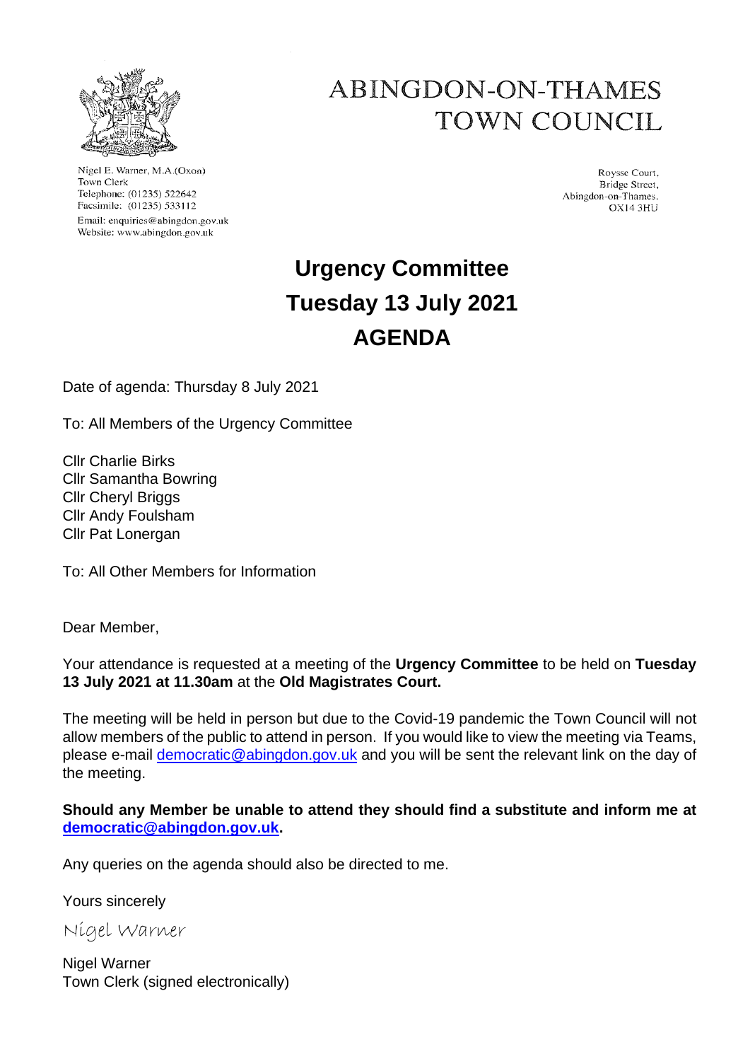# ABINGDON-ON-THAMES TOWN COUNCIL

Nigel E. Warner, M.A.(Oxon)
Town Clerk
Telephone: (01235) 522642
Facsimile: (01235) 533112
Email: enquiries@abingdon.gov.uk
Website: www.abingdon.gov.uk

Roysse Court,
Bridge Street,
Abingdon-on-Thames.
OX14 3HU

## Urgency Committee
## Tuesday 13 July 2021
## AGENDA

Date of agenda: Thursday 8 July 2021

To: All Members of the Urgency Committee

Cllr Charlie Birks
Cllr Samantha Bowring
Cllr Cheryl Briggs
Cllr Andy Foulsham
Cllr Pat Lonergan

To: All Other Members for Information

Dear Member,

Your attendance is requested at a meeting of the **Urgency Committee** to be held on **Tuesday 13 July 2021 at 11.30am** at the **Old Magistrates Court.**

The meeting will be held in person but due to the Covid-19 pandemic the Town Council will not allow members of the public to attend in person. If you would like to view the meeting via Teams, please e-mail democratic@abingdon.gov.uk and you will be sent the relevant link on the day of the meeting.

**Should any Member be unable to attend they should find a substitute and inform me at democratic@abingdon.gov.uk.**

Any queries on the agenda should also be directed to me.

Yours sincerely

*Nigel Warner*

Nigel Warner
Town Clerk (signed electronically)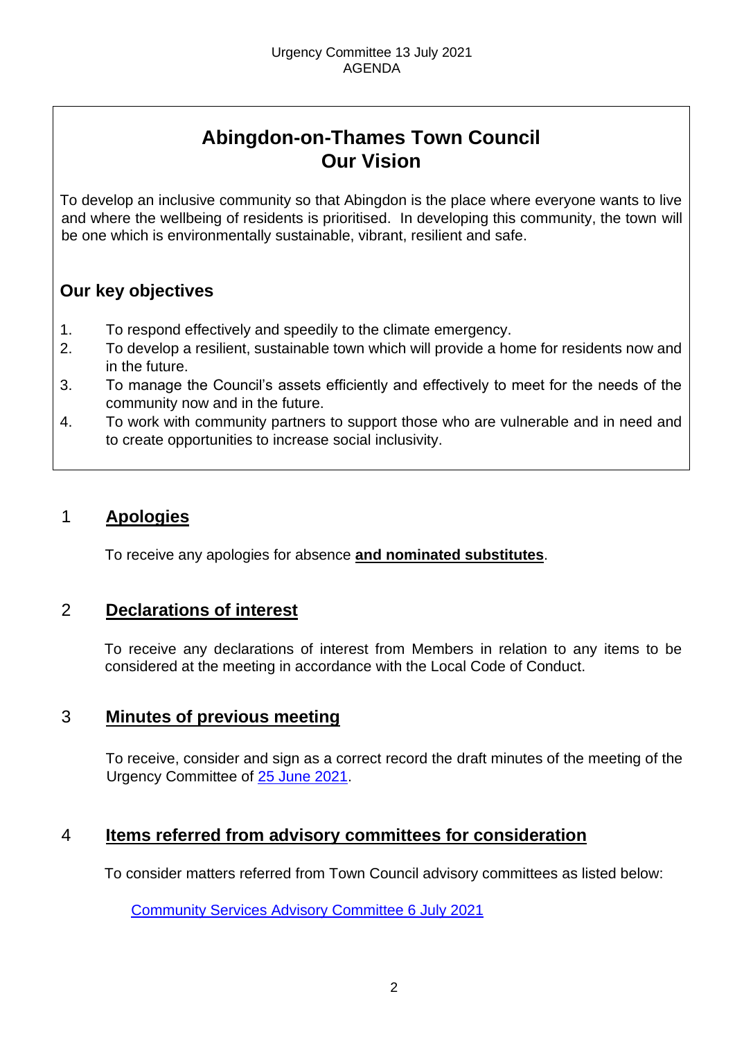# Abingdon-on-Thames Town Council
# Our Vision

To develop an inclusive community so that Abingdon is the place where everyone wants to live and where the wellbeing of residents is prioritised. In developing this community, the town will be one which is environmentally sustainable, vibrant, resilient and safe.

## Our key objectives

1. To respond effectively and speedily to the climate emergency.
2. To develop a resilient, sustainable town which will provide a home for residents now and in the future.
3. To manage the Council's assets efficiently and effectively to meet for the needs of the community now and in the future.
4. To work with community partners to support those who are vulnerable and in need and to create opportunities to increase social inclusivity.

## 1 Apologies

To receive any apologies for absence **and nominated substitutes**.

## 2 Declarations of interest

To receive any declarations of interest from Members in relation to any items to be considered at the meeting in accordance with the Local Code of Conduct.

## 3 Minutes of previous meeting

To receive, consider and sign as a correct record the draft minutes of the meeting of the Urgency Committee of 25 June 2021.

## 4 Items referred from advisory committees for consideration

To consider matters referred from Town Council advisory committees as listed below:

Community Services Advisory Committee 6 July 2021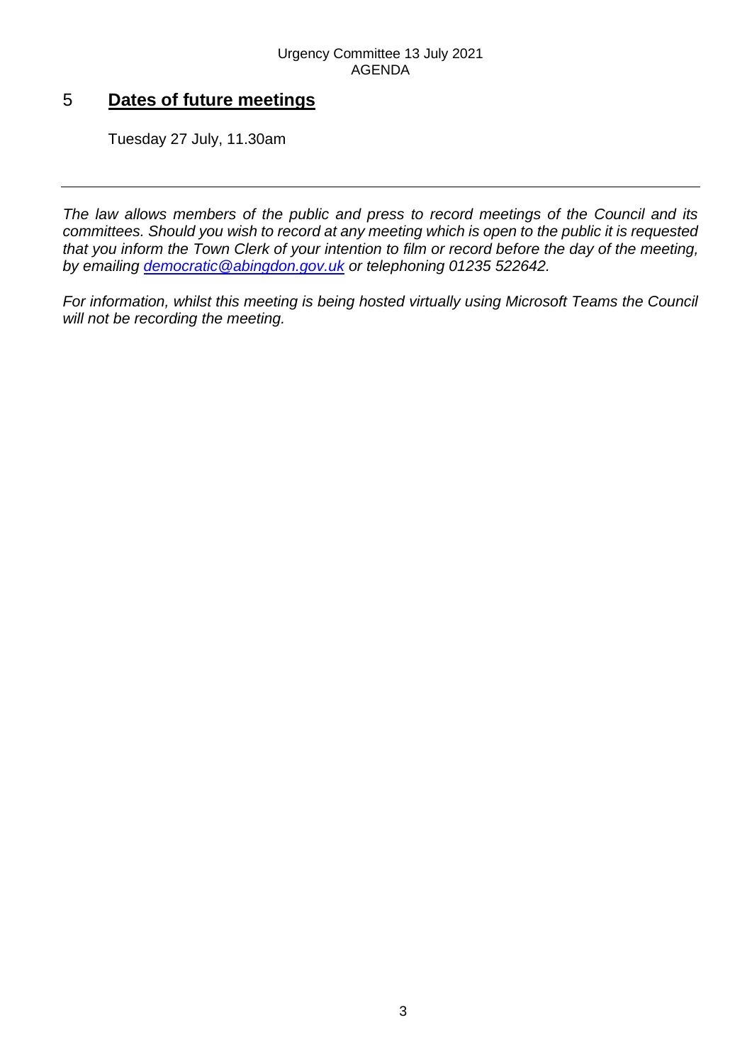## 5 Dates of future meetings

Tuesday 27 July, 11.30am

---

*The law allows members of the public and press to record meetings of the Council and its committees. Should you wish to record at any meeting which is open to the public it is requested that you inform the Town Clerk of your intention to film or record before the day of the meeting, by emailing democratic@abingdon.gov.uk or telephoning 01235 522642.*

*For information, whilst this meeting is being hosted virtually using Microsoft Teams the Council will not be recording the meeting.*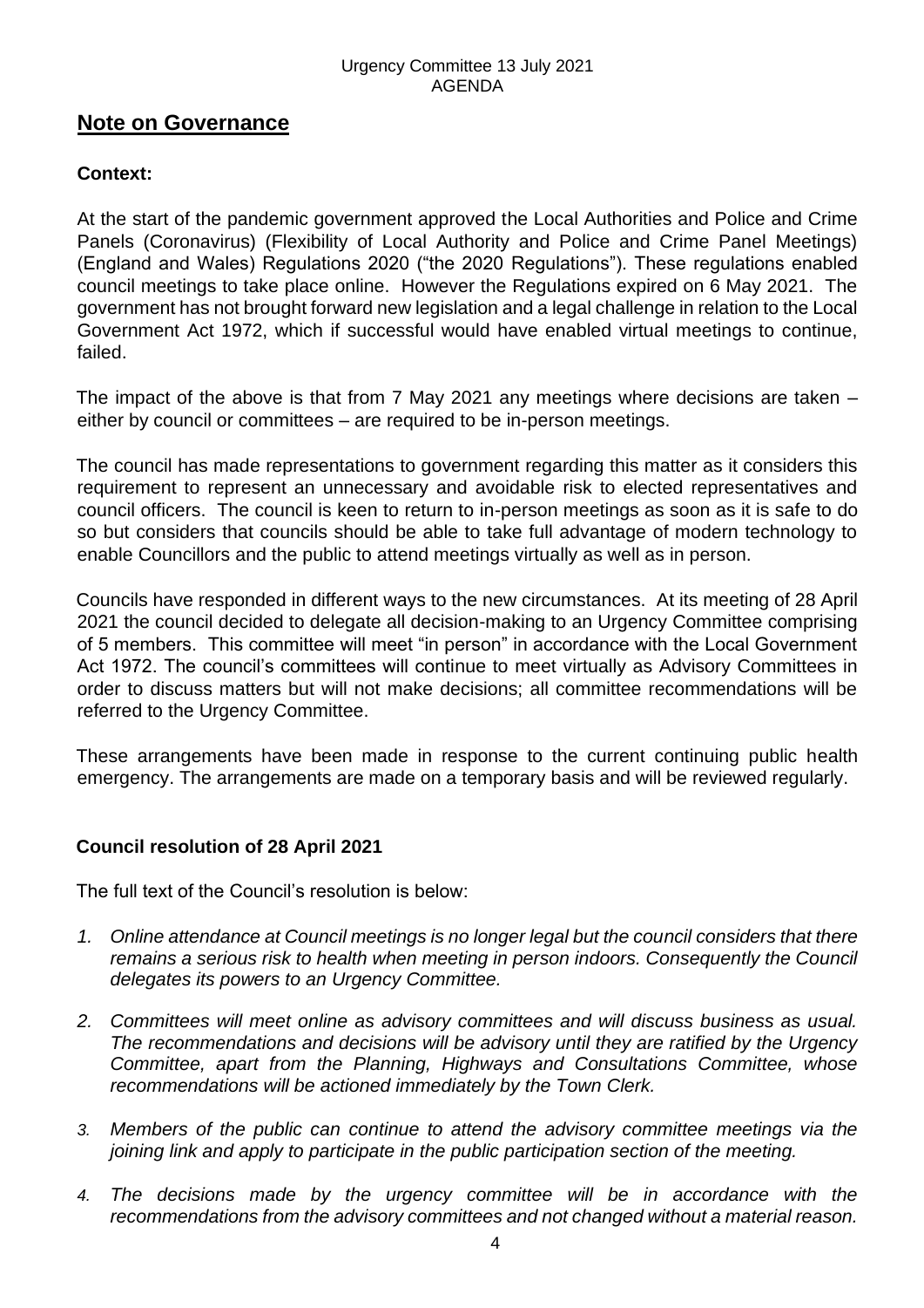## Note on Governance

### Context:

At the start of the pandemic government approved the Local Authorities and Police and Crime Panels (Coronavirus) (Flexibility of Local Authority and Police and Crime Panel Meetings) (England and Wales) Regulations 2020 ("the 2020 Regulations"). These regulations enabled council meetings to take place online. However the Regulations expired on 6 May 2021. The government has not brought forward new legislation and a legal challenge in relation to the Local Government Act 1972, which if successful would have enabled virtual meetings to continue, failed.

The impact of the above is that from 7 May 2021 any meetings where decisions are taken – either by council or committees – are required to be in-person meetings.

The council has made representations to government regarding this matter as it considers this requirement to represent an unnecessary and avoidable risk to elected representatives and council officers. The council is keen to return to in-person meetings as soon as it is safe to do so but considers that councils should be able to take full advantage of modern technology to enable Councillors and the public to attend meetings virtually as well as in person.

Councils have responded in different ways to the new circumstances. At its meeting of 28 April 2021 the council decided to delegate all decision-making to an Urgency Committee comprising of 5 members. This committee will meet "in person" in accordance with the Local Government Act 1972. The council's committees will continue to meet virtually as Advisory Committees in order to discuss matters but will not make decisions; all committee recommendations will be referred to the Urgency Committee.

These arrangements have been made in response to the current continuing public health emergency. The arrangements are made on a temporary basis and will be reviewed regularly.

### Council resolution of 28 April 2021

The full text of the Council's resolution is below:

1. *Online attendance at Council meetings is no longer legal but the council considers that there remains a serious risk to health when meeting in person indoors. Consequently the Council delegates its powers to an Urgency Committee.*

2. *Committees will meet online as advisory committees and will discuss business as usual. The recommendations and decisions will be advisory until they are ratified by the Urgency Committee, apart from the Planning, Highways and Consultations Committee, whose recommendations will be actioned immediately by the Town Clerk.*

3. *Members of the public can continue to attend the advisory committee meetings via the joining link and apply to participate in the public participation section of the meeting.*

4. *The decisions made by the urgency committee will be in accordance with the recommendations from the advisory committees and not changed without a material reason.*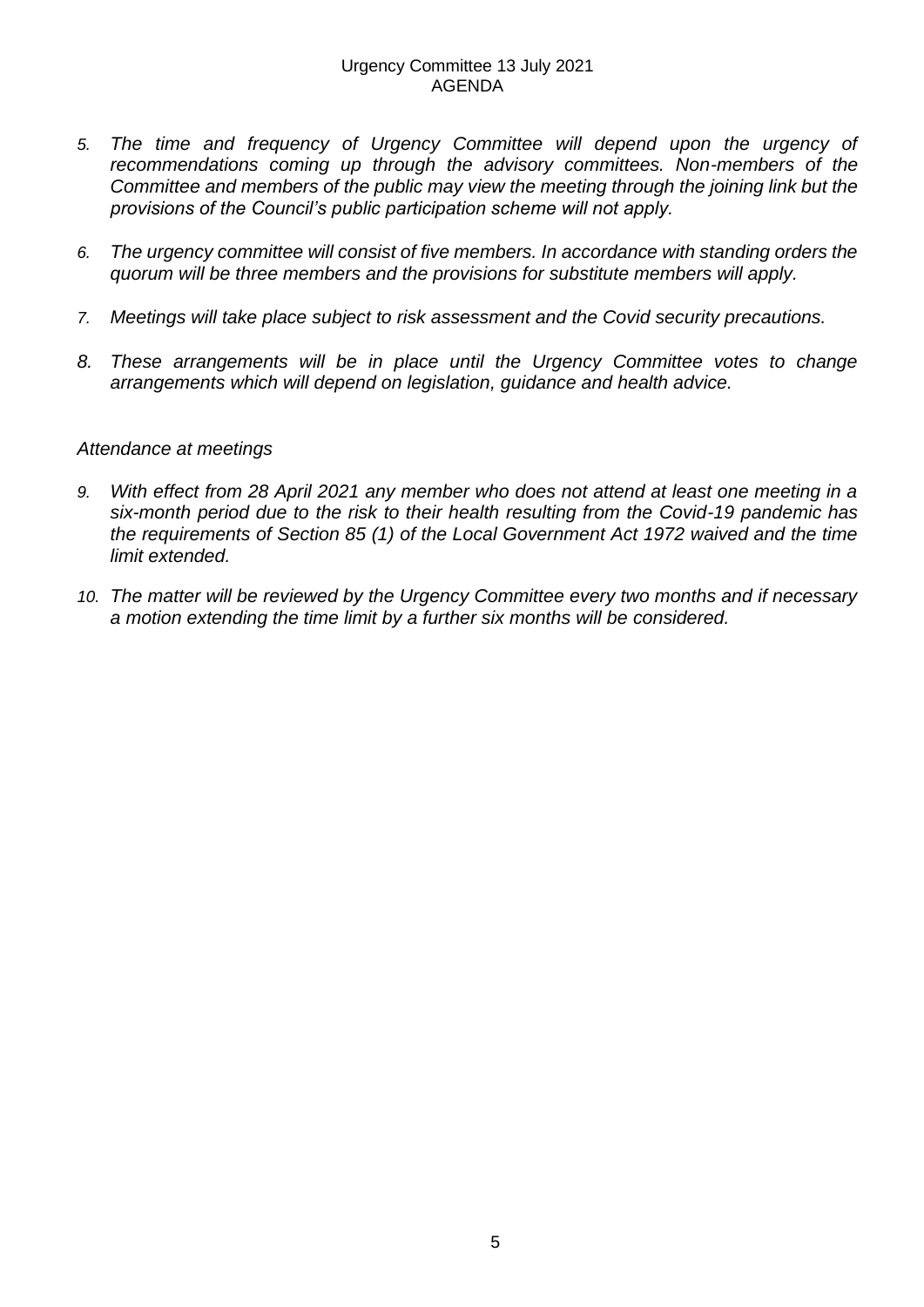5. *The time and frequency of Urgency Committee will depend upon the urgency of recommendations coming up through the advisory committees. Non-members of the Committee and members of the public may view the meeting through the joining link but the provisions of the Council's public participation scheme will not apply.*

6. *The urgency committee will consist of five members. In accordance with standing orders the quorum will be three members and the provisions for substitute members will apply.*

7. *Meetings will take place subject to risk assessment and the Covid security precautions.*

8. *These arrangements will be in place until the Urgency Committee votes to change arrangements which will depend on legislation, guidance and health advice.*

*Attendance at meetings*

9. *With effect from 28 April 2021 any member who does not attend at least one meeting in a six-month period due to the risk to their health resulting from the Covid-19 pandemic has the requirements of Section 85 (1) of the Local Government Act 1972 waived and the time limit extended.*

10. *The matter will be reviewed by the Urgency Committee every two months and if necessary a motion extending the time limit by a further six months will be considered.*